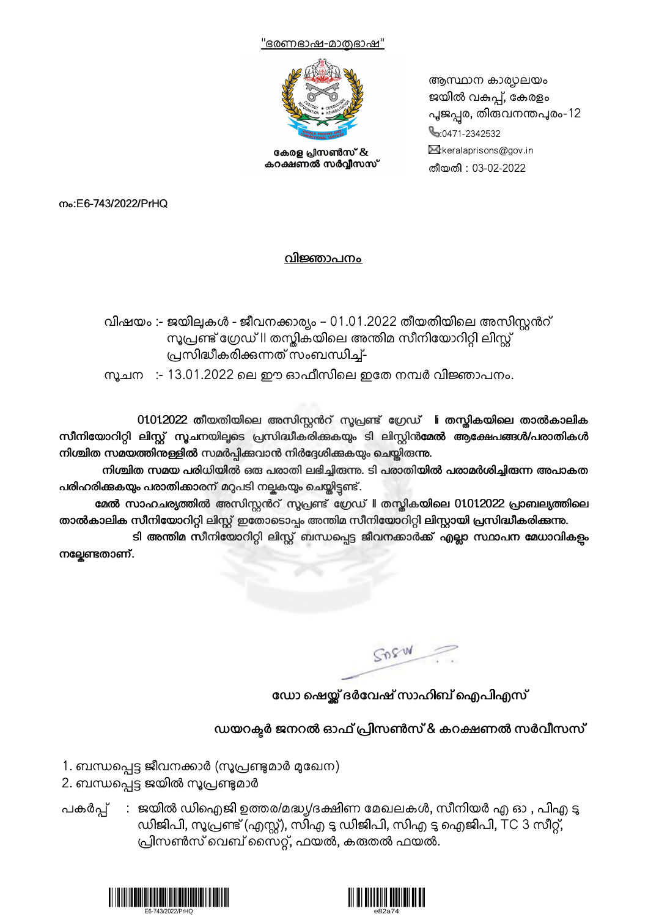"ഭരണഭാഷ-മാതൃഭാഷ"

കേരള പ്രിസൺസ് & കറക്ഷണൽ സർവ്വീസസ്

ആസ്ഥാന കാര്യാലയം
ജയിൽ വകുപ്പ്, കേരളം
പൂജപ്പുര, തിരുവനന്തപുരം-12
:0471-2342532
:keralaprisons@gov.in
തീയതി : 03-02-2022

നം:E6-743/2022/PrHQ

## വിജ്ഞാപനം

വിഷയം :- ജയിലുകൾ - ജീവനക്കാര്യം – 01.01.2022 തീയതിയിലെ അസിസ്റ്റൻറ് സൂപ്രണ്ട് ഗ്രേഡ് II തസ്തികയിലെ അന്തിമ സീനിയോറിറ്റി ലിസ്റ്റ് പ്രസിദ്ധീകരിക്കുന്നത് സംബന്ധിച്ച്-

സൂചന :- 13.01.2022 ലെ ഈ ഓഫീസിലെ ഇതേ നമ്പർ വിജ്ഞാപനം.

**01.01.2022 തീയതിയിലെ അസിസ്റ്റൻറ് സൂപ്രണ്ട് ഗ്രേഡ് II തസ്തികയിലെ താൽകാലിക സീനിയോറിറ്റി ലിസ്റ്റ് സൂചനയിലൂടെ പ്രസിദ്ധീകരിക്കുകയും ടി ലിസ്റ്റിൻമേൽ ആക്ഷേപങ്ങൾ/പരാതികൾ നിശ്ചിത സമയത്തിനുള്ളിൽ സമർപ്പിക്കുവാൻ നിർദ്ദേശിക്കുകയും ചെയ്തിരുന്നു.**

**നിശ്ചിത സമയ പരിധിയിൽ ഒരു പരാതി ലഭിച്ചിരുന്നു. ടി പരാതിയിൽ പരാമർശിച്ചിരുന്ന അപാകത പരിഹരിക്കുകയും പരാതിക്കാരന് മറുപടി നല്കുകയും ചെയ്തിട്ടുണ്ട്.**

**മേൽ സാഹചര്യത്തിൽ അസിസ്റ്റൻറ് സൂപ്രണ്ട് ഗ്രേഡ് II തസ്തികയിലെ 01.01.2022 പ്രാബല്യത്തിലെ താൽകാലിക സീനിയോറിറ്റി ലിസ്റ്റ് ഇതോടൊപ്പം അന്തിമ സീനിയോറിറ്റി ലിസ്റ്റായി പ്രസിദ്ധീകരിക്കുന്നു.**

**ടി അന്തിമ സീനിയോറിറ്റി ലിസ്റ്റ് ബന്ധപ്പെട്ട ജീവനക്കാർക്ക് എല്ലാ സ്ഥാപന മേധാവികളും നല്കേണ്ടതാണ്.**

**ഡോ ഷെയ്ക്ക് ദർവേഷ് സാഹിബ് ഐപിഎസ്**

**ഡയറക്ടർ ജനറൽ ഓഫ് പ്രിസൺസ് & കറക്ഷണൽ സർവീസസ്**

1. ബന്ധപ്പെട്ട ജീവനക്കാർ (സൂപ്രണ്ടുമാർ മുഖേന)
2. ബന്ധപ്പെട്ട ജയിൽ സൂപ്രണ്ടുമാർ

പകർപ്പ് : ജയിൽ ഡിഐജി ഉത്തര/മദ്ധ്യ/ദക്ഷിണ മേഖലകൾ, സീനിയർ എ ഓ , പിഎ ടു ഡിജിപി, സൂപ്രണ്ട് (എസ്റ്റ്), സിഎ ടു ഡിജിപി, സിഎ ടു ഐജിപി, TC 3 സീറ്റ്, പ്രിസൺസ് വെബ് സൈറ്റ്, ഫയൽ, കരുതൽ ഫയൽ.

E6-743/2022/PrHQ

e82a74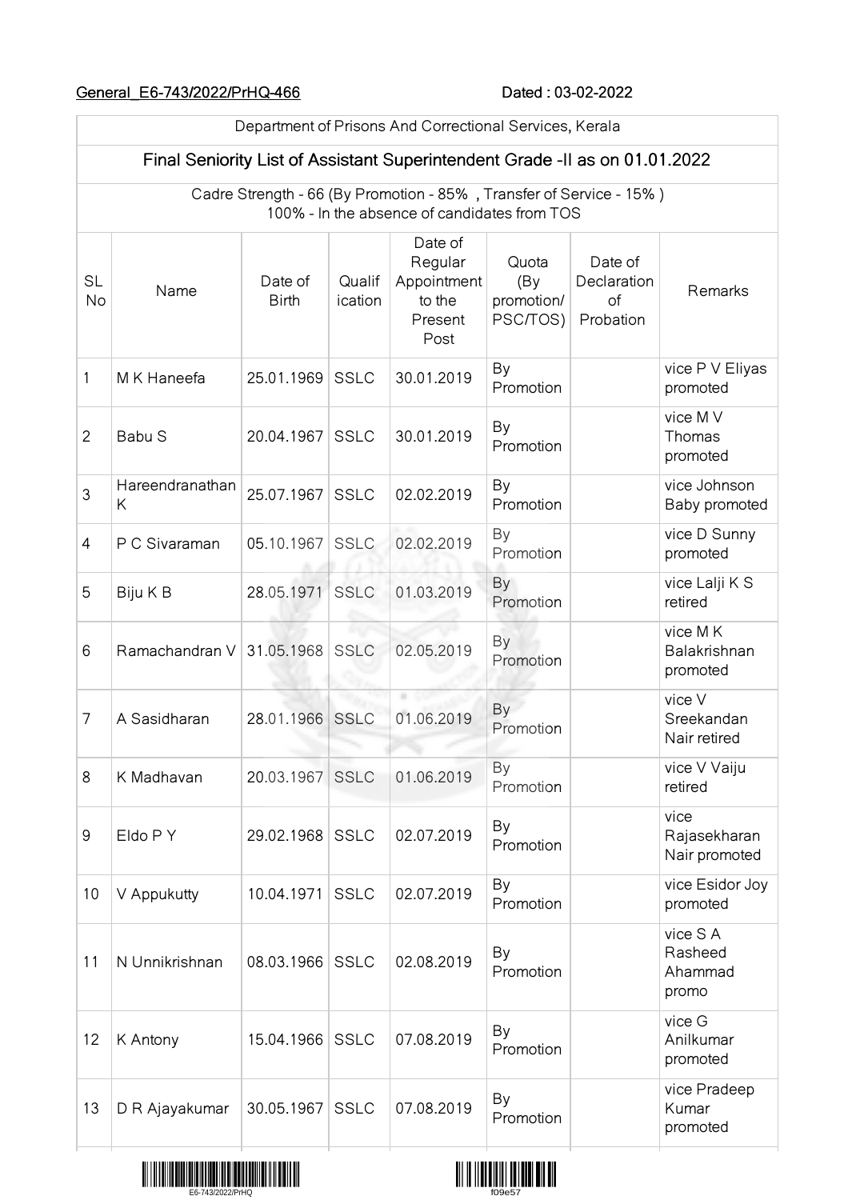General_E6-743/2022/PrHQ-466 Dated : 03-02-2022

| Department of Prisons And Correctional Services, Kerala | | | | | | | |
|---|---|---|---|---|---|---|---|
| **Final Seniority List of Assistant Superintendent Grade -II as on 01.01.2022** | | | | | | | |
| Cadre Strength - 66 (By Promotion - 85% , Transfer of Service - 15% ) 100% - In the absence of candidates from TOS | | | | | | | |
| SL No | Name | Date of Birth | Qualification | Date of Regular Appointment to the Present Post | Quota (By promotion/ PSC/TOS) | Date of Declaration of Probation | Remarks |
| 1 | M K Haneefa | 25.01.1969 | SSLC | 30.01.2019 | By Promotion | | vice P V Eliyas promoted |
| 2 | Babu S | 20.04.1967 | SSLC | 30.01.2019 | By Promotion | | vice M V Thomas promoted |
| 3 | Hareendranathan K | 25.07.1967 | SSLC | 02.02.2019 | By Promotion | | vice Johnson Baby promoted |
| 4 | P C Sivaraman | 05.10.1967 | SSLC | 02.02.2019 | By Promotion | | vice D Sunny promoted |
| 5 | Biju K B | 28.05.1971 | SSLC | 01.03.2019 | By Promotion | | vice Lalji K S retired |
| 6 | Ramachandran V | 31.05.1968 | SSLC | 02.05.2019 | By Promotion | | vice M K Balakrishnan promoted |
| 7 | A Sasidharan | 28.01.1966 | SSLC | 01.06.2019 | By Promotion | | vice V Sreekandan Nair retired |
| 8 | K Madhavan | 20.03.1967 | SSLC | 01.06.2019 | By Promotion | | vice V Vaiju retired |
| 9 | Eldo P Y | 29.02.1968 | SSLC | 02.07.2019 | By Promotion | | vice Rajasekharan Nair promoted |
| 10 | V Appukutty | 10.04.1971 | SSLC | 02.07.2019 | By Promotion | | vice Esidor Joy promoted |
| 11 | N Unnikrishnan | 08.03.1966 | SSLC | 02.08.2019 | By Promotion | | vice S A Rasheed Ahammad promo |
| 12 | K Antony | 15.04.1966 | SSLC | 07.08.2019 | By Promotion | | vice G Anilkumar promoted |
| 13 | D R Ajayakumar | 30.05.1967 | SSLC | 07.08.2019 | By Promotion | | vice Pradeep Kumar promoted |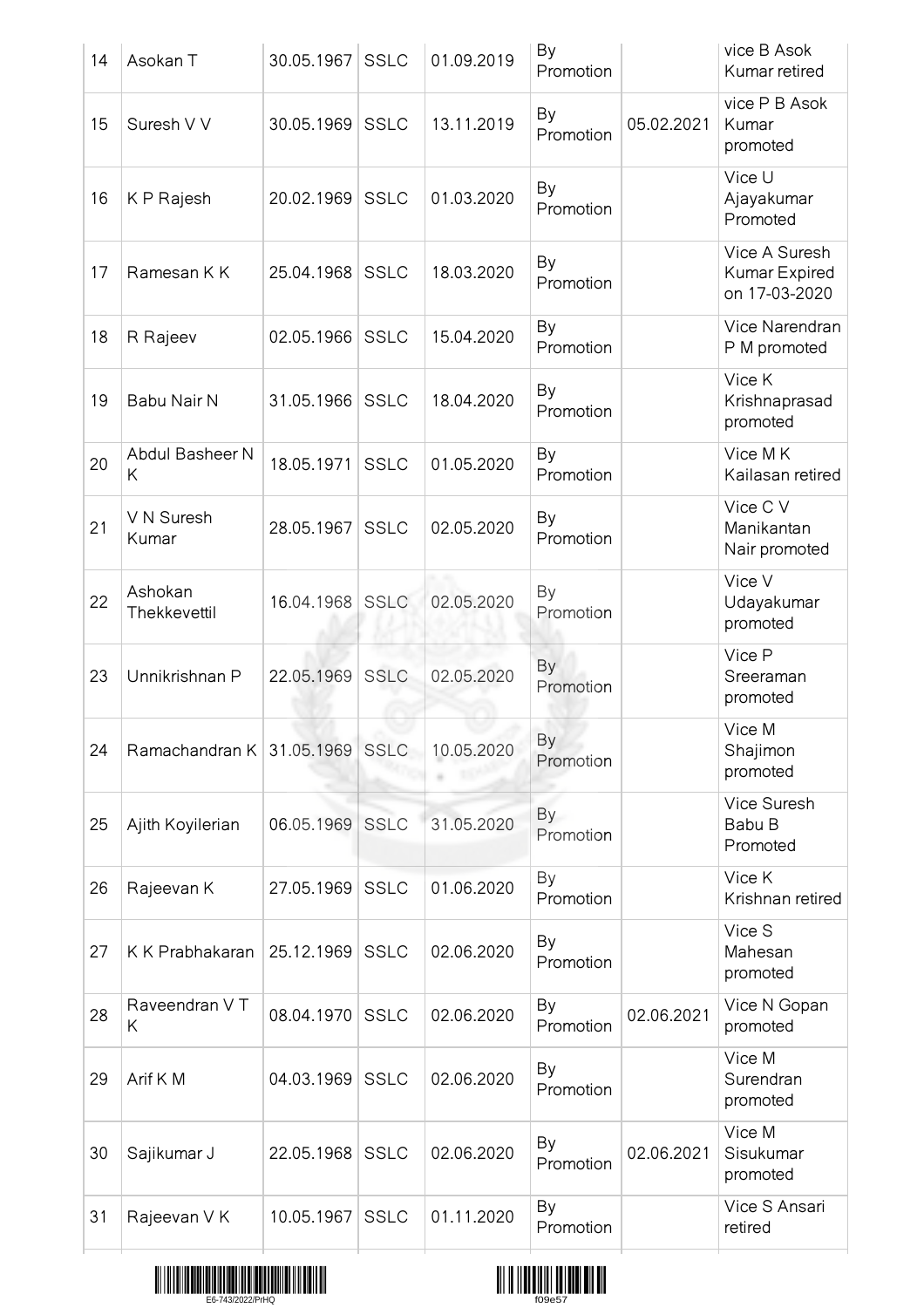| | | | | | | | |
|---|---|---|---|---|---|---|---|
| 14 | Asokan T | 30.05.1967 | SSLC | 01.09.2019 | By Promotion | | vice B Asok Kumar retired |
| 15 | Suresh V V | 30.05.1969 | SSLC | 13.11.2019 | By Promotion | 05.02.2021 | vice P B Asok Kumar promoted |
| 16 | K P Rajesh | 20.02.1969 | SSLC | 01.03.2020 | By Promotion | | Vice U Ajayakumar Promoted |
| 17 | Ramesan K K | 25.04.1968 | SSLC | 18.03.2020 | By Promotion | | Vice A Suresh Kumar Expired on 17-03-2020 |
| 18 | R Rajeev | 02.05.1966 | SSLC | 15.04.2020 | By Promotion | | Vice Narendran P M promoted |
| 19 | Babu Nair N | 31.05.1966 | SSLC | 18.04.2020 | By Promotion | | Vice K Krishnaprasad promoted |
| 20 | Abdul Basheer N K | 18.05.1971 | SSLC | 01.05.2020 | By Promotion | | Vice M K Kailasan retired |
| 21 | V N Suresh Kumar | 28.05.1967 | SSLC | 02.05.2020 | By Promotion | | Vice C V Manikantan Nair promoted |
| 22 | Ashokan Thekkevettil | 16.04.1968 | SSLC | 02.05.2020 | By Promotion | | Vice V Udayakumar promoted |
| 23 | Unnikrishnan P | 22.05.1969 | SSLC | 02.05.2020 | By Promotion | | Vice P Sreeraman promoted |
| 24 | Ramachandran K | 31.05.1969 | SSLC | 10.05.2020 | By Promotion | | Vice M Shajimon promoted |
| 25 | Ajith Koyilerian | 06.05.1969 | SSLC | 31.05.2020 | By Promotion | | Vice Suresh Babu B Promoted |
| 26 | Rajeevan K | 27.05.1969 | SSLC | 01.06.2020 | By Promotion | | Vice K Krishnan retired |
| 27 | K K Prabhakaran | 25.12.1969 | SSLC | 02.06.2020 | By Promotion | | Vice S Mahesan promoted |
| 28 | Raveendran V T K | 08.04.1970 | SSLC | 02.06.2020 | By Promotion | 02.06.2021 | Vice N Gopan promoted |
| 29 | Arif K M | 04.03.1969 | SSLC | 02.06.2020 | By Promotion | | Vice M Surendran promoted |
| 30 | Sajikumar J | 22.05.1968 | SSLC | 02.06.2020 | By Promotion | 02.06.2021 | Vice M Sisukumar promoted |
| 31 | Rajeevan V K | 10.05.1967 | SSLC | 01.11.2020 | By Promotion | | Vice S Ansari retired |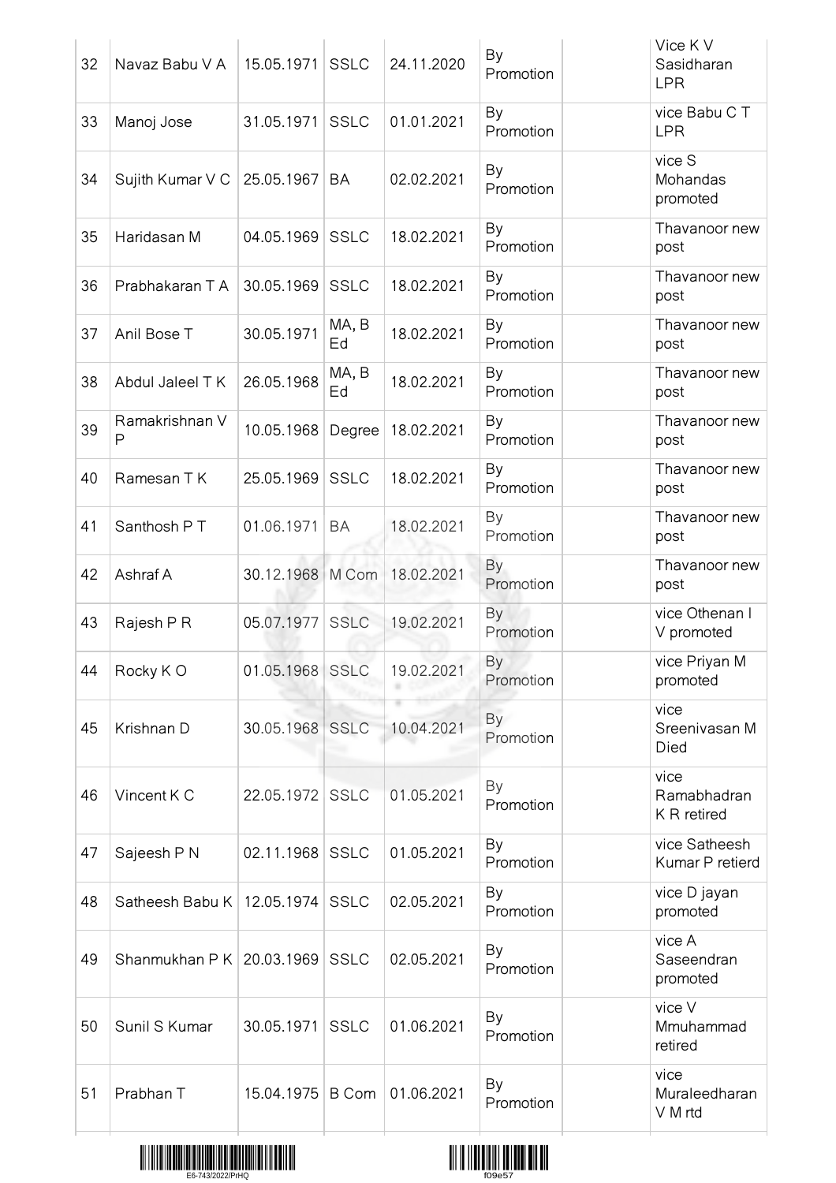| | | | | | | | |
|---|---|---|---|---|---|---|---|
| 32 | Navaz Babu V A | 15.05.1971 | SSLC | 24.11.2020 | By Promotion | | Vice K V Sasidharan LPR |
| 33 | Manoj Jose | 31.05.1971 | SSLC | 01.01.2021 | By Promotion | | vice Babu C T LPR |
| 34 | Sujith Kumar V C | 25.05.1967 | BA | 02.02.2021 | By Promotion | | vice S Mohandas promoted |
| 35 | Haridasan M | 04.05.1969 | SSLC | 18.02.2021 | By Promotion | | Thavanoor new post |
| 36 | Prabhakaran T A | 30.05.1969 | SSLC | 18.02.2021 | By Promotion | | Thavanoor new post |
| 37 | Anil Bose T | 30.05.1971 | MA, B Ed | 18.02.2021 | By Promotion | | Thavanoor new post |
| 38 | Abdul Jaleel T K | 26.05.1968 | MA, B Ed | 18.02.2021 | By Promotion | | Thavanoor new post |
| 39 | Ramakrishnan V P | 10.05.1968 | Degree | 18.02.2021 | By Promotion | | Thavanoor new post |
| 40 | Ramesan T K | 25.05.1969 | SSLC | 18.02.2021 | By Promotion | | Thavanoor new post |
| 41 | Santhosh P T | 01.06.1971 | BA | 18.02.2021 | By Promotion | | Thavanoor new post |
| 42 | Ashraf A | 30.12.1968 | M Com | 18.02.2021 | By Promotion | | Thavanoor new post |
| 43 | Rajesh P R | 05.07.1977 | SSLC | 19.02.2021 | By Promotion | | vice Othenan I V promoted |
| 44 | Rocky K O | 01.05.1968 | SSLC | 19.02.2021 | By Promotion | | vice Priyan M promoted |
| 45 | Krishnan D | 30.05.1968 | SSLC | 10.04.2021 | By Promotion | | vice Sreenivasan M Died |
| 46 | Vincent K C | 22.05.1972 | SSLC | 01.05.2021 | By Promotion | | vice Ramabhadran K R retired |
| 47 | Sajeesh P N | 02.11.1968 | SSLC | 01.05.2021 | By Promotion | | vice Satheesh Kumar P retierd |
| 48 | Satheesh Babu K | 12.05.1974 | SSLC | 02.05.2021 | By Promotion | | vice D jayan promoted |
| 49 | Shanmukhan P K | 20.03.1969 | SSLC | 02.05.2021 | By Promotion | | vice A Saseendran promoted |
| 50 | Sunil S Kumar | 30.05.1971 | SSLC | 01.06.2021 | By Promotion | | vice V Mmuhammad retired |
| 51 | Prabhan T | 15.04.1975 | B Com | 01.06.2021 | By Promotion | | vice Muraleedharan V M rtd |

E6-743/2022/PrHQ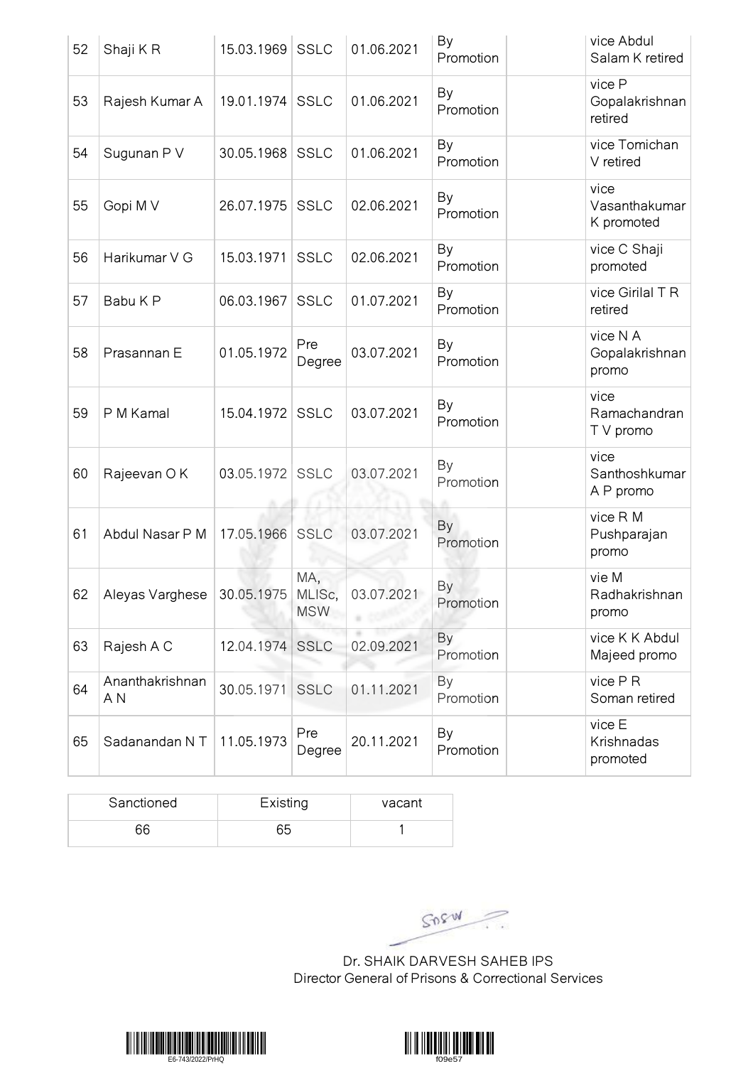| | | | | | | | |
|---|---|---|---|---|---|---|---|
| 52 | Shaji K R | 15.03.1969 | SSLC | 01.06.2021 | By Promotion | | vice Abdul Salam K retired |
| 53 | Rajesh Kumar A | 19.01.1974 | SSLC | 01.06.2021 | By Promotion | | vice P Gopalakrishnan retired |
| 54 | Sugunan P V | 30.05.1968 | SSLC | 01.06.2021 | By Promotion | | vice Tomichan V retired |
| 55 | Gopi M V | 26.07.1975 | SSLC | 02.06.2021 | By Promotion | | vice Vasanthakumar K promoted |
| 56 | Harikumar V G | 15.03.1971 | SSLC | 02.06.2021 | By Promotion | | vice C Shaji promoted |
| 57 | Babu K P | 06.03.1967 | SSLC | 01.07.2021 | By Promotion | | vice Girilal T R retired |
| 58 | Prasannan E | 01.05.1972 | Pre Degree | 03.07.2021 | By Promotion | | vice N A Gopalakrishnan promo |
| 59 | P M Kamal | 15.04.1972 | SSLC | 03.07.2021 | By Promotion | | vice Ramachandran T V promo |
| 60 | Rajeevan O K | 03.05.1972 | SSLC | 03.07.2021 | By Promotion | | vice Santhoshkumar A P promo |
| 61 | Abdul Nasar P M | 17.05.1966 | SSLC | 03.07.2021 | By Promotion | | vice R M Pushparajan promo |
| 62 | Aleyas Varghese | 30.05.1975 | MA, MLISc, MSW | 03.07.2021 | By Promotion | | vie M Radhakrishnan promo |
| 63 | Rajesh A C | 12.04.1974 | SSLC | 02.09.2021 | By Promotion | | vice K K Abdul Majeed promo |
| 64 | Ananthakrishnan A N | 30.05.1971 | SSLC | 01.11.2021 | By Promotion | | vice P R Soman retired |
| 65 | Sadanandan N T | 11.05.1973 | Pre Degree | 20.11.2021 | By Promotion | | vice E Krishnadas promoted |

| Sanctioned | Existing | vacant |
|---|---|---|
| 66 | 65 | 1 |

Dr. SHAIK DARVESH SAHEB IPS
Director General of Prisons & Correctional Services

E6-743/2022/PrHQ

f09e57